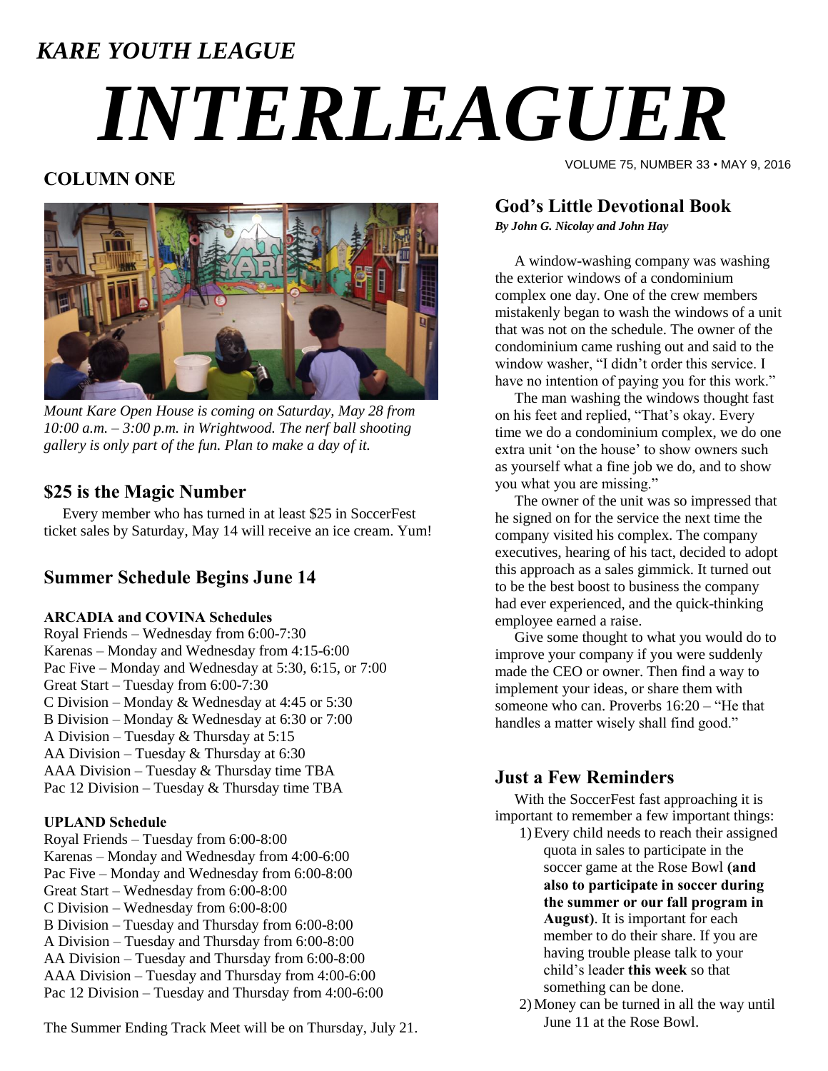*KARE YOUTH LEAGUE*

# *INTERLEAGUER*

VOLUME 75, NUMBER 33 • MAY 9, 2016

## COLUMN ONE

*Mount Kare Open House is coming on Saturday, May 28 from 10:00 a.m. – 3:00 p.m. in Wrightwood. The nerf ball shooting gallery is only part of the fun. Plan to make a day of it.*

### \$25 is the Magic Number

Every member who has turned in at least \$25 in SoccerFest ticket sales by Saturday, May 14 will receive an ice cream. Yum!

### Summer Schedule Begins June 14

**ARCADIA and COVINA Schedules**

Royal Friends – Wednesday from 6:00-7:30
Karenas – Monday and Wednesday from 4:15-6:00
Pac Five – Monday and Wednesday at 5:30, 6:15, or 7:00
Great Start – Tuesday from 6:00-7:30
C Division – Monday & Wednesday at 4:45 or 5:30
B Division – Monday & Wednesday at 6:30 or 7:00
A Division – Tuesday & Thursday at 5:15
AA Division – Tuesday & Thursday at 6:30
AAA Division – Tuesday & Thursday time TBA
Pac 12 Division – Tuesday & Thursday time TBA

**UPLAND Schedule**

Royal Friends – Tuesday from 6:00-8:00
Karenas – Monday and Wednesday from 4:00-6:00
Pac Five – Monday and Wednesday from 6:00-8:00
Great Start – Wednesday from 6:00-8:00
C Division – Wednesday from 6:00-8:00
B Division – Tuesday and Thursday from 6:00-8:00
A Division – Tuesday and Thursday from 6:00-8:00
AA Division – Tuesday and Thursday from 6:00-8:00
AAA Division – Tuesday and Thursday from 4:00-6:00
Pac 12 Division – Tuesday and Thursday from 4:00-6:00

The Summer Ending Track Meet will be on Thursday, July 21.

### God's Little Devotional Book

***By John G. Nicolay and John Hay***

A window-washing company was washing the exterior windows of a condominium complex one day. One of the crew members mistakenly began to wash the windows of a unit that was not on the schedule. The owner of the condominium came rushing out and said to the window washer, "I didn't order this service. I have no intention of paying you for this work."

The man washing the windows thought fast on his feet and replied, "That's okay. Every time we do a condominium complex, we do one extra unit 'on the house' to show owners such as yourself what a fine job we do, and to show you what you are missing."

The owner of the unit was so impressed that he signed on for the service the next time the company visited his complex. The company executives, hearing of his tact, decided to adopt this approach as a sales gimmick. It turned out to be the best boost to business the company had ever experienced, and the quick-thinking employee earned a raise.

Give some thought to what you would do to improve your company if you were suddenly made the CEO or owner. Then find a way to implement your ideas, or share them with someone who can. Proverbs 16:20 – "He that handles a matter wisely shall find good."

### Just a Few Reminders

With the SoccerFest fast approaching it is important to remember a few important things:

1) Every child needs to reach their assigned quota in sales to participate in the soccer game at the Rose Bowl **(and also to participate in soccer during the summer or our fall program in August)**. It is important for each member to do their share. If you are having trouble please talk to your child's leader **this week** so that something can be done.
2) Money can be turned in all the way until June 11 at the Rose Bowl.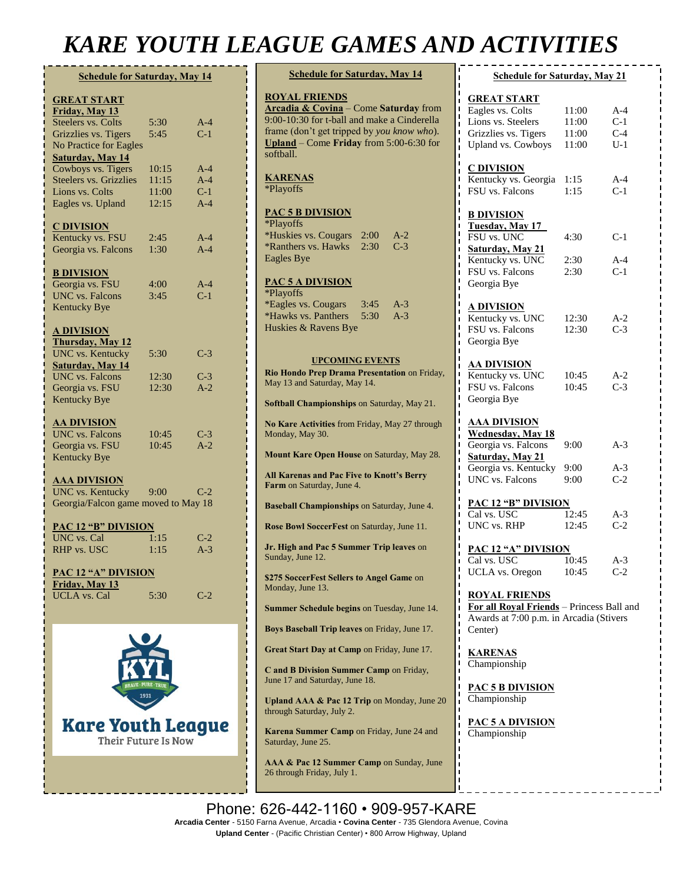# KARE YOUTH LEAGUE GAMES AND ACTIVITIES

## Schedule for Saturday, May 14

### GREAT START

**Friday, May 13**

| | | |
|---|---|---|
| Steelers vs. Colts | 5:30 | A-4 |
| Grizzlies vs. Tigers | 5:45 | C-1 |
| No Practice for Eagles | | |

**Saturday, May 14**

| | | |
|---|---|---|
| Cowboys vs. Tigers | 10:15 | A-4 |
| Steelers vs. Grizzlies | 11:15 | A-4 |
| Lions vs. Colts | 11:00 | C-1 |
| Eagles vs. Upland | 12:15 | A-4 |

### C DIVISION

| | | |
|---|---|---|
| Kentucky vs. FSU | 2:45 | A-4 |
| Georgia vs. Falcons | 1:30 | A-4 |

### B DIVISION

| | | |
|---|---|---|
| Georgia vs. FSU | 4:00 | A-4 |
| UNC vs. Falcons | 3:45 | C-1 |
| Kentucky Bye | | |

### A DIVISION

**Thursday, May 12**

| | | |
|---|---|---|
| UNC vs. Kentucky | 5:30 | C-3 |

**Saturday, May 14**

| | | |
|---|---|---|
| UNC vs. Falcons | 12:30 | C-3 |
| Georgia vs. FSU | 12:30 | A-2 |
| Kentucky Bye | | |

### AA DIVISION

| | | |
|---|---|---|
| UNC vs. Falcons | 10:45 | C-3 |
| Georgia vs. FSU | 10:45 | A-2 |
| Kentucky Bye | | |

### AAA DIVISION

| | | |
|---|---|---|
| UNC vs. Kentucky | 9:00 | C-2 |

Georgia/Falcon game moved to May 18

### PAC 12 "B" DIVISION

| | | |
|---|---|---|
| UNC vs. Cal | 1:15 | C-2 |
| RHP vs. USC | 1:15 | A-3 |

### PAC 12 "A" DIVISION

**Friday, May 13**

| | | |
|---|---|---|
| UCLA vs. Cal | 5:30 | C-2 |

KYL BRAVE · PURE · TRUE 1931
Kare Youth League
Their Future Is Now

## Schedule for Saturday, May 14

### ROYAL FRIENDS

**Arcadia & Covina** – Come **Saturday** from 9:00-10:30 for t-ball and make a Cinderella frame (don't get tripped by *you know who*).
**Upland** – Come **Friday** from 5:00-6:30 for softball.

### KARENAS

*Playoffs

### PAC 5 B DIVISION

*Playoffs

| | | |
|---|---|---|
| *Huskies vs. Cougars | 2:00 | A-2 |
| *Ranthers vs. Hawks | 2:30 | C-3 |
| Eagles Bye | | |

### PAC 5 A DIVISION

*Playoffs

| | | |
|---|---|---|
| *Eagles vs. Cougars | 3:45 | A-3 |
| *Hawks vs. Panthers | 5:30 | A-3 |
| Huskies & Ravens Bye | | |

### UPCOMING EVENTS

**Rio Hondo Prep Drama Presentation** on Friday, May 13 and Saturday, May 14.

**Softball Championships** on Saturday, May 21.

**No Kare Activities** from Friday, May 27 through Monday, May 30.

**Mount Kare Open House** on Saturday, May 28.

**All Karenas and Pac Five to Knott's Berry Farm** on Saturday, June 4.

**Baseball Championships** on Saturday, June 4.

**Rose Bowl SoccerFest** on Saturday, June 11.

**Jr. High and Pac 5 Summer Trip leaves** on Sunday, June 12.

**$275 SoccerFest Sellers to Angel Game** on Monday, June 13.

**Summer Schedule begins** on Tuesday, June 14.

**Boys Baseball Trip leaves** on Friday, June 17.

**Great Start Day at Camp** on Friday, June 17.

**C and B Division Summer Camp** on Friday, June 17 and Saturday, June 18.

**Upland AAA & Pac 12 Trip** on Monday, June 20 through Saturday, July 2.

**Karena Summer Camp** on Friday, June 24 and Saturday, June 25.

**AAA & Pac 12 Summer Camp** on Sunday, June 26 through Friday, July 1.

## Schedule for Saturday, May 21

### GREAT START

| | | |
|---|---|---|
| Eagles vs. Colts | 11:00 | A-4 |
| Lions vs. Steelers | 11:00 | C-1 |
| Grizzlies vs. Tigers | 11:00 | C-4 |
| Upland vs. Cowboys | 11:00 | U-1 |

### C DIVISION

| | | |
|---|---|---|
| Kentucky vs. Georgia | 1:15 | A-4 |
| FSU vs. Falcons | 1:15 | C-1 |

### B DIVISION

**Tuesday, May 17**

| | | |
|---|---|---|
| FSU vs. UNC | 4:30 | C-1 |

**Saturday, May 21**

| | | |
|---|---|---|
| Kentucky vs. UNC | 2:30 | A-4 |
| FSU vs. Falcons | 2:30 | C-1 |
| Georgia Bye | | |

### A DIVISION

| | | |
|---|---|---|
| Kentucky vs. UNC | 12:30 | A-2 |
| FSU vs. Falcons | 12:30 | C-3 |
| Georgia Bye | | |

### AA DIVISION

| | | |
|---|---|---|
| Kentucky vs. UNC | 10:45 | A-2 |
| FSU vs. Falcons | 10:45 | C-3 |
| Georgia Bye | | |

### AAA DIVISION

**Wednesday, May 18**

| | | |
|---|---|---|
| Georgia vs. Falcons | 9:00 | A-3 |

**Saturday, May 21**

| | | |
|---|---|---|
| Georgia vs. Kentucky | 9:00 | A-3 |
| UNC vs. Falcons | 9:00 | C-2 |

### PAC 12 "B" DIVISION

| | | |
|---|---|---|
| Cal vs. USC | 12:45 | A-3 |
| UNC vs. RHP | 12:45 | C-2 |

### PAC 12 "A" DIVISION

| | | |
|---|---|---|
| Cal vs. USC | 10:45 | A-3 |
| UCLA vs. Oregon | 10:45 | C-2 |

### ROYAL FRIENDS

**For all Royal Friends** – Princess Ball and Awards at 7:00 p.m. in Arcadia (Stivers Center)

### KARENAS

Championship

### PAC 5 B DIVISION

Championship

### PAC 5 A DIVISION

Championship

Phone: 626-442-1160 • 909-957-KARE

**Arcadia Center** - 5150 Farna Avenue, Arcadia • **Covina Center** - 735 Glendora Avenue, Covina

**Upland Center** - (Pacific Christian Center) • 800 Arrow Highway, Upland